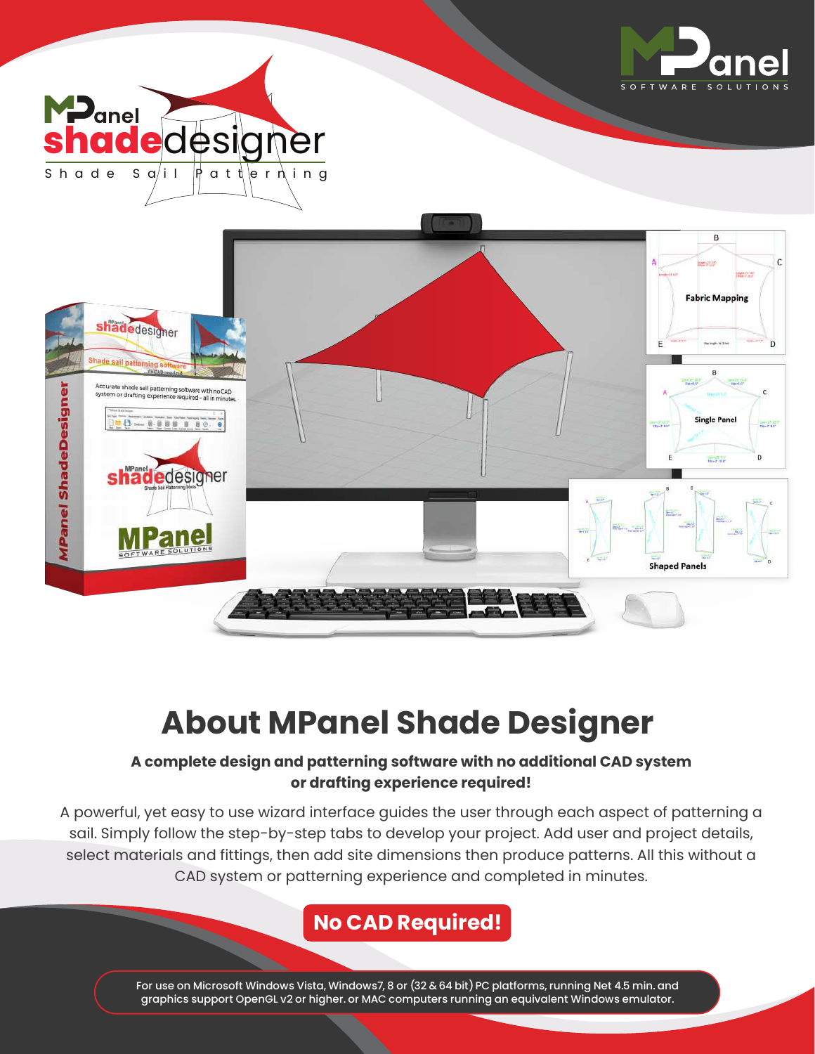MPanel shadedesigner

Shade Sail Patterning

MPanel SOFTWARE SOLUTIONS

# About MPanel Shade Designer

**A complete design and patterning software with no additional CAD system or drafting experience required!**

A powerful, yet easy to use wizard interface guides the user through each aspect of patterning a sail. Simply follow the step-by-step tabs to develop your project. Add user and project details, select materials and fittings, then add site dimensions then produce patterns. All this without a CAD system or patterning experience and completed in minutes.

**No CAD Required!**

For use on Microsoft Windows Vista, Windows7, 8 or (32 & 64 bit) PC platforms, running Net 4.5 min. and graphics support OpenGL v2 or higher. or MAC computers running an equivalent Windows emulator.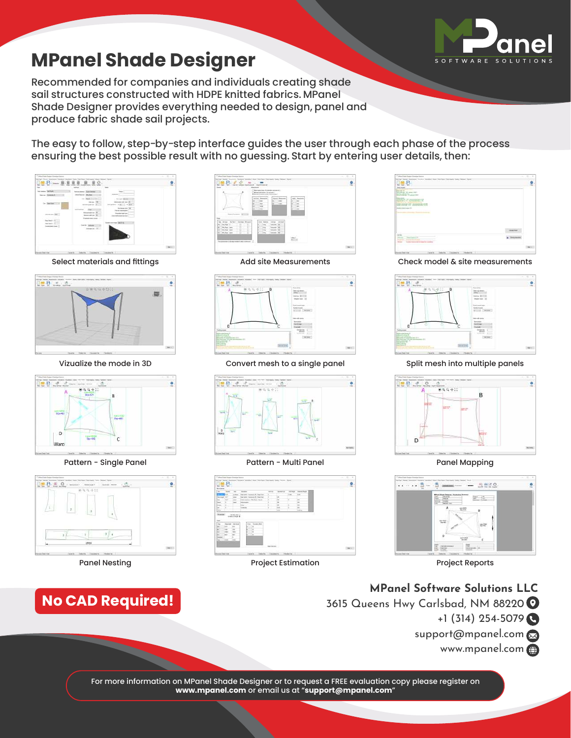# MPanel Shade Designer

MPanel SOFTWARE SOLUTIONS

Recommended for companies and individuals creating shade sail structures constructed with HDPE knitted fabrics. MPanel Shade Designer provides everything needed to design, panel and produce fabric shade sail projects.

The easy to follow, step-by-step interface guides the user through each phase of the process ensuring the best possible result with no guessing. Start by entering user details, then:

Select materials and fittings

Add site Measurements

Check model & site measurements

Vizualize the mode in 3D

Convert mesh to a single panel

Split mesh into multiple panels

Pattern - Single Panel

Pattern - Multi Panel

Panel Mapping

Panel Nesting

Project Estimation

Project Reports

**No CAD Required!**

**MPanel Software Solutions LLC**

3615 Queens Hwy Carlsbad, NM 88220

+1 (314) 254-5079

support@mpanel.com

www.mpanel.com

For more information on MPanel Shade Designer or to request a FREE evaluation copy please register on **www.mpanel.com** or email us at "**support@mpanel.com**"